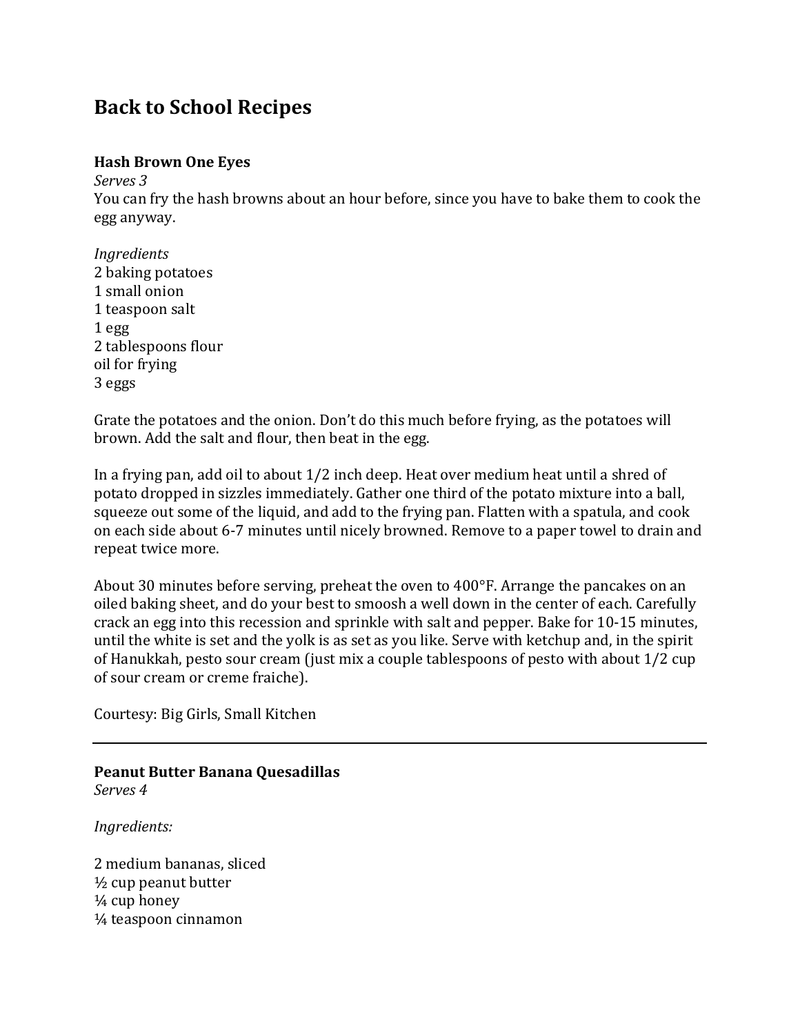# Back to School Recipes

### Hash Brown One Eyes

*Serves 3*

You can fry the hash browns about an hour before, since you have to bake them to cook the egg anyway.

*Ingredients*

2 baking potatoes
1 small onion
1 teaspoon salt
1 egg
2 tablespoons flour
oil for frying
3 eggs

Grate the potatoes and the onion. Don't do this much before frying, as the potatoes will brown. Add the salt and flour, then beat in the egg.

In a frying pan, add oil to about 1/2 inch deep. Heat over medium heat until a shred of potato dropped in sizzles immediately. Gather one third of the potato mixture into a ball, squeeze out some of the liquid, and add to the frying pan. Flatten with a spatula, and cook on each side about 6-7 minutes until nicely browned. Remove to a paper towel to drain and repeat twice more.

About 30 minutes before serving, preheat the oven to 400°F. Arrange the pancakes on an oiled baking sheet, and do your best to smoosh a well down in the center of each. Carefully crack an egg into this recession and sprinkle with salt and pepper. Bake for 10-15 minutes, until the white is set and the yolk is as set as you like. Serve with ketchup and, in the spirit of Hanukkah, pesto sour cream (just mix a couple tablespoons of pesto with about 1/2 cup of sour cream or creme fraiche).

Courtesy: Big Girls, Small Kitchen

---

### Peanut Butter Banana Quesadillas

*Serves 4*

*Ingredients:*

2 medium bananas, sliced
½ cup peanut butter
¼ cup honey
¼ teaspoon cinnamon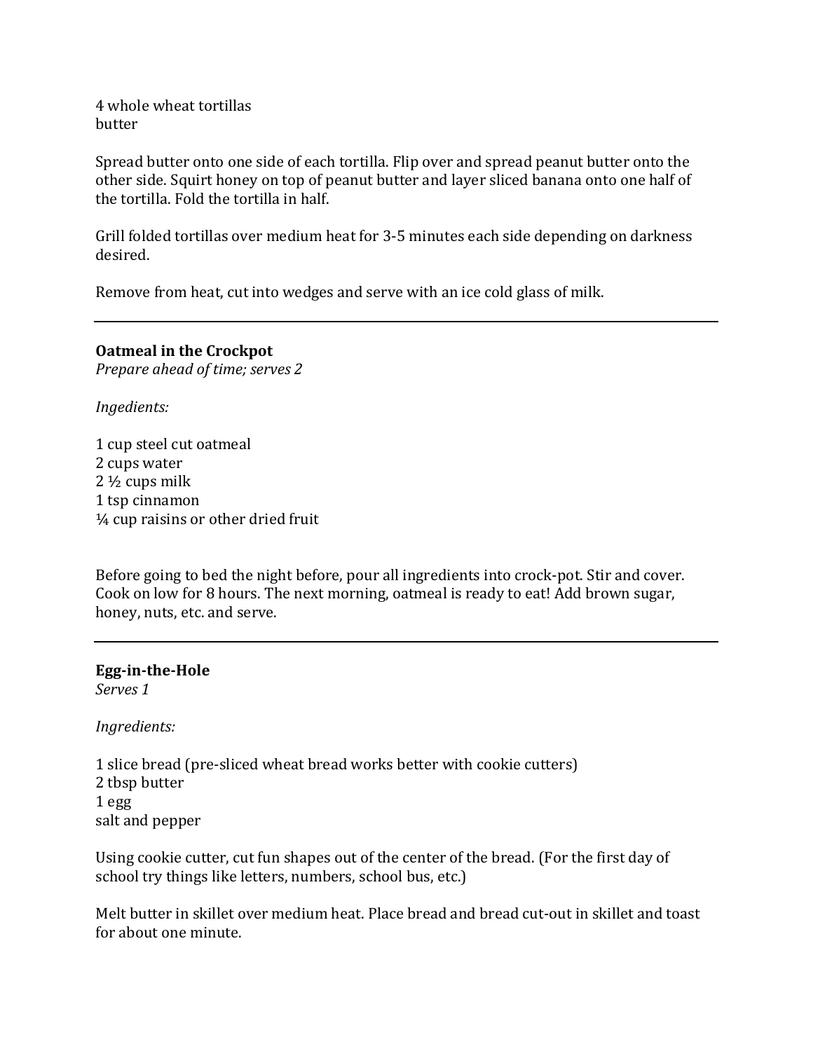4 whole wheat tortillas
butter

Spread butter onto one side of each tortilla. Flip over and spread peanut butter onto the other side. Squirt honey on top of peanut butter and layer sliced banana onto one half of the tortilla. Fold the tortilla in half.

Grill folded tortillas over medium heat for 3-5 minutes each side depending on darkness desired.

Remove from heat, cut into wedges and serve with an ice cold glass of milk.

---

**Oatmeal in the Crockpot**
*Prepare ahead of time; serves 2*

*Ingredients:*

1 cup steel cut oatmeal
2 cups water
2 ½ cups milk
1 tsp cinnamon
¼ cup raisins or other dried fruit

Before going to bed the night before, pour all ingredients into crock-pot. Stir and cover. Cook on low for 8 hours. The next morning, oatmeal is ready to eat! Add brown sugar, honey, nuts, etc. and serve.

---

**Egg-in-the-Hole**
*Serves 1*

*Ingredients:*

1 slice bread (pre-sliced wheat bread works better with cookie cutters)
2 tbsp butter
1 egg
salt and pepper

Using cookie cutter, cut fun shapes out of the center of the bread. (For the first day of school try things like letters, numbers, school bus, etc.)

Melt butter in skillet over medium heat. Place bread and bread cut-out in skillet and toast for about one minute.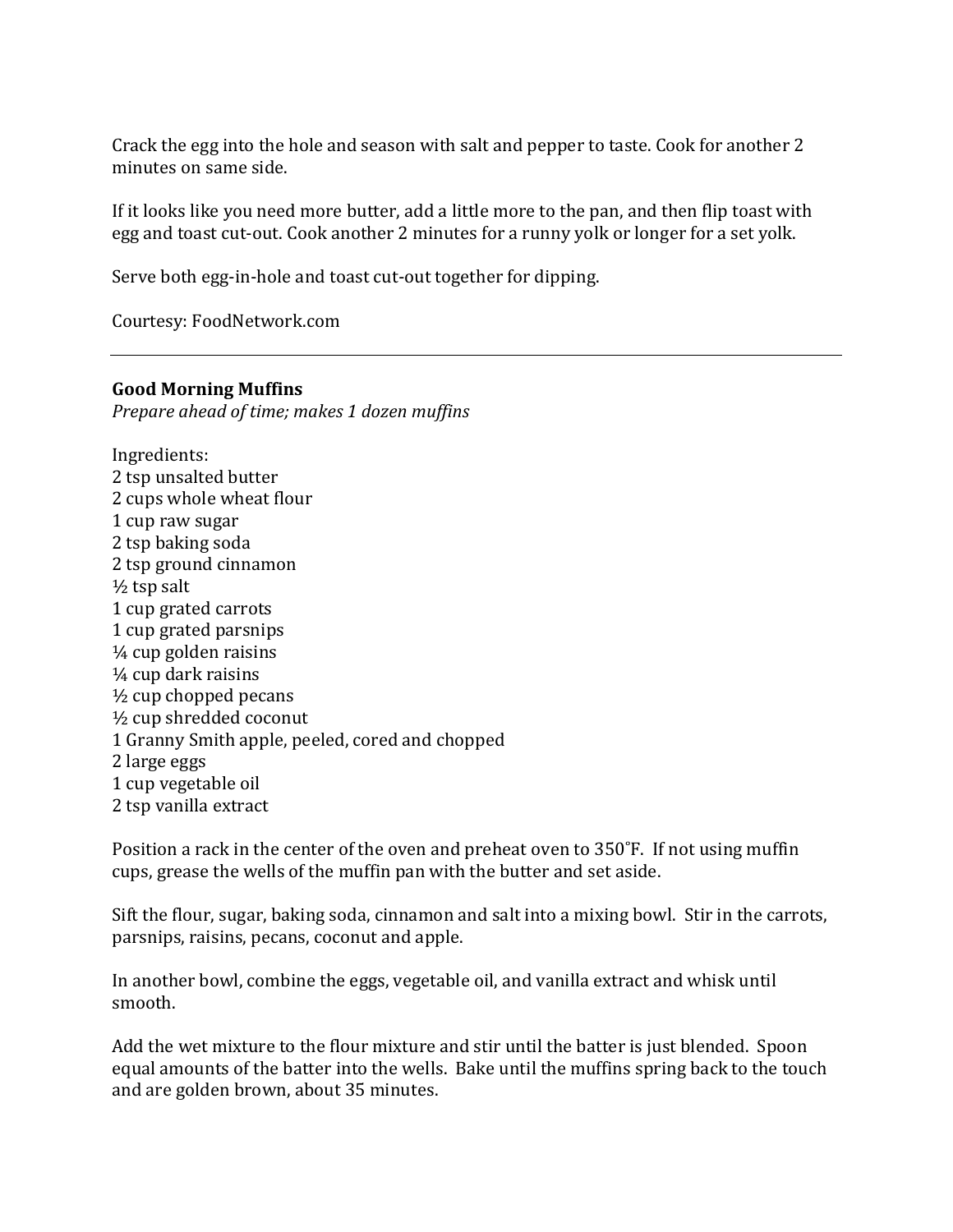Crack the egg into the hole and season with salt and pepper to taste. Cook for another 2 minutes on same side.

If it looks like you need more butter, add a little more to the pan, and then flip toast with egg and toast cut-out. Cook another 2 minutes for a runny yolk or longer for a set yolk.

Serve both egg-in-hole and toast cut-out together for dipping.

Courtesy: FoodNetwork.com

---

**Good Morning Muffins**
*Prepare ahead of time; makes 1 dozen muffins*

Ingredients:
2 tsp unsalted butter
2 cups whole wheat flour
1 cup raw sugar
2 tsp baking soda
2 tsp ground cinnamon
½ tsp salt
1 cup grated carrots
1 cup grated parsnips
¼ cup golden raisins
¼ cup dark raisins
½ cup chopped pecans
½ cup shredded coconut
1 Granny Smith apple, peeled, cored and chopped
2 large eggs
1 cup vegetable oil
2 tsp vanilla extract

Position a rack in the center of the oven and preheat oven to 350˚F. If not using muffin cups, grease the wells of the muffin pan with the butter and set aside.

Sift the flour, sugar, baking soda, cinnamon and salt into a mixing bowl. Stir in the carrots, parsnips, raisins, pecans, coconut and apple.

In another bowl, combine the eggs, vegetable oil, and vanilla extract and whisk until smooth.

Add the wet mixture to the flour mixture and stir until the batter is just blended. Spoon equal amounts of the batter into the wells. Bake until the muffins spring back to the touch and are golden brown, about 35 minutes.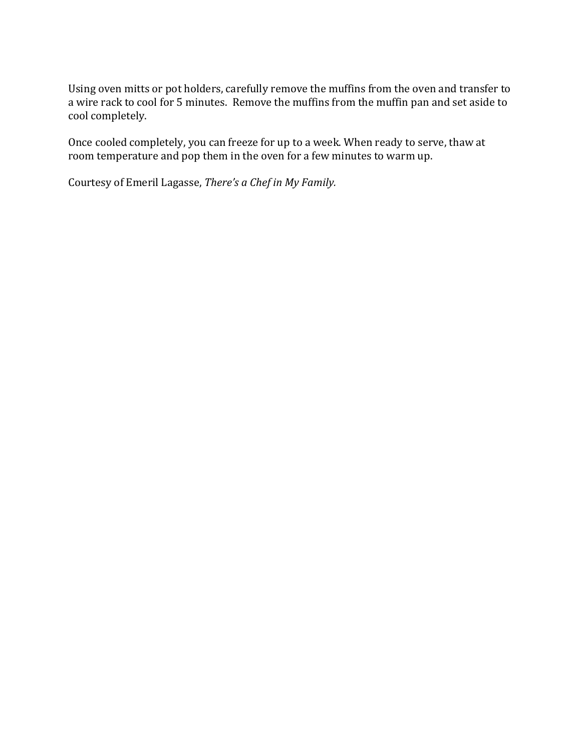Using oven mitts or pot holders, carefully remove the muffins from the oven and transfer to a wire rack to cool for 5 minutes. Remove the muffins from the muffin pan and set aside to cool completely.

Once cooled completely, you can freeze for up to a week. When ready to serve, thaw at room temperature and pop them in the oven for a few minutes to warm up.

Courtesy of Emeril Lagasse, *There's a Chef in My Family.*